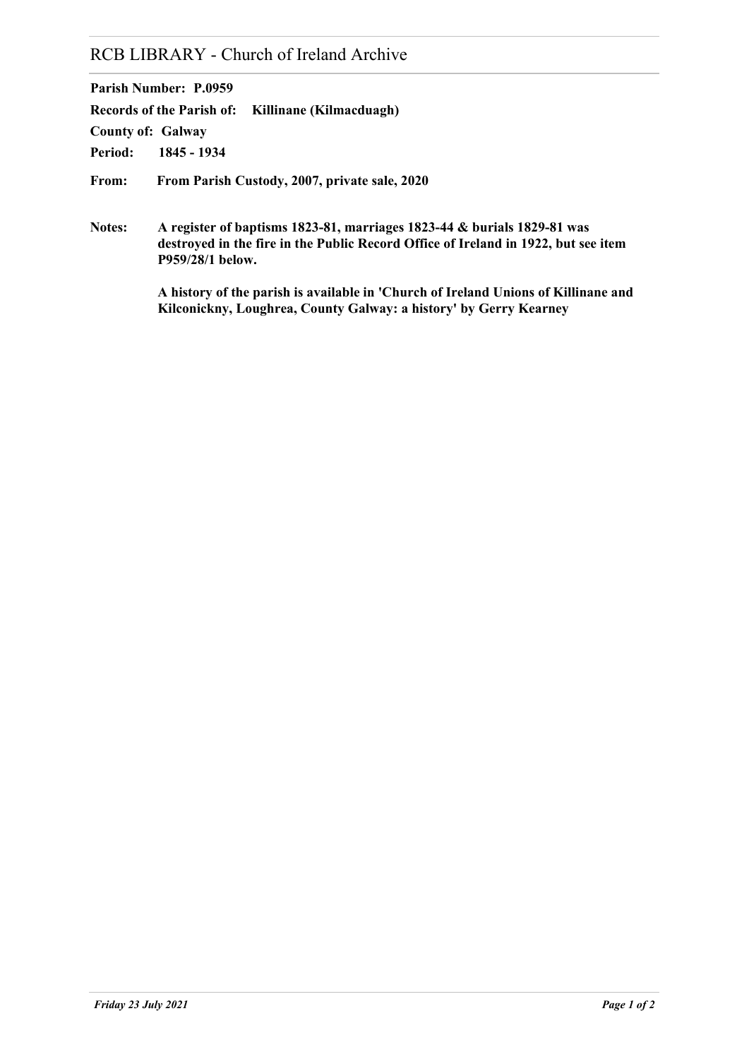# RCB LIBRARY - Church of Ireland Archive

**Parish Number:** **P.0959**

**Records of the Parish of:** **Killinane (Kilmacduagh)**

**County of:** **Galway**

**Period:** **1845 - 1934**

**From:** **From Parish Custody, 2007, private sale, 2020**

**Notes:** **A register of baptisms 1823-81, marriages 1823-44 & burials 1829-81 was destroyed in the fire in the Public Record Office of Ireland in 1922, but see item P959/28/1 below.**

**A history of the parish is available in 'Church of Ireland Unions of Killinane and Kilconickny, Loughrea, County Galway: a history' by Gerry Kearney**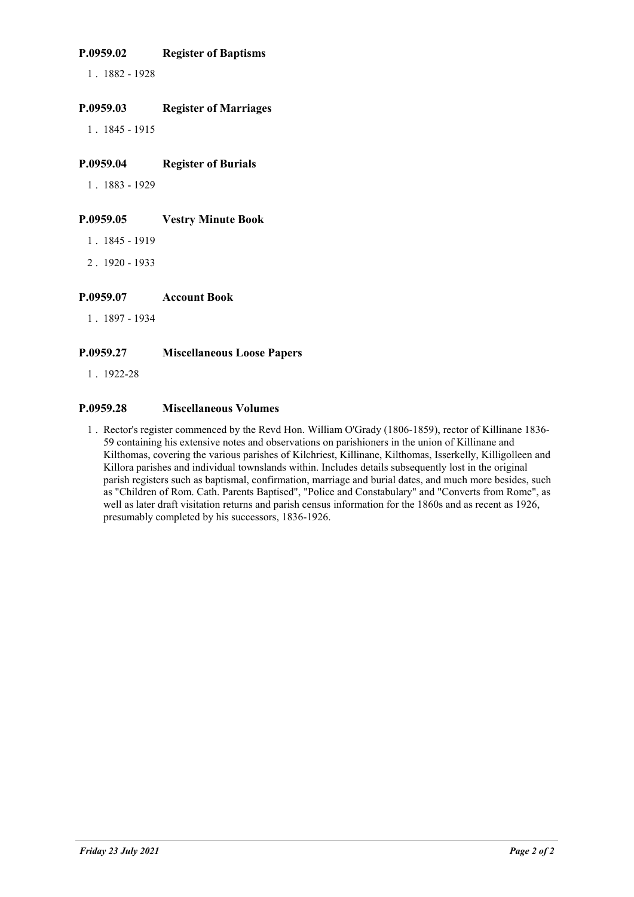**P.0959.02 Register of Baptisms**

1 . 1882 - 1928

**P.0959.03 Register of Marriages**

1 . 1845 - 1915

**P.0959.04 Register of Burials**

1 . 1883 - 1929

**P.0959.05 Vestry Minute Book**

1 . 1845 - 1919

2 . 1920 - 1933

**P.0959.07 Account Book**

1 . 1897 - 1934

**P.0959.27 Miscellaneous Loose Papers**

1 . 1922-28

**P.0959.28 Miscellaneous Volumes**

1 . Rector's register commenced by the Revd Hon. William O'Grady (1806-1859), rector of Killinane 1836-59 containing his extensive notes and observations on parishioners in the union of Killinane and Kilthomas, covering the various parishes of Kilchriest, Killinane, Kilthomas, Isserkelly, Killigolleen and Killora parishes and individual townslands within. Includes details subsequently lost in the original parish registers such as baptismal, confirmation, marriage and burial dates, and much more besides, such as "Children of Rom. Cath. Parents Baptised", "Police and Constabulary" and "Converts from Rome", as well as later draft visitation returns and parish census information for the 1860s and as recent as 1926, presumably completed by his successors, 1836-1926.

*Friday 23 July 2021*